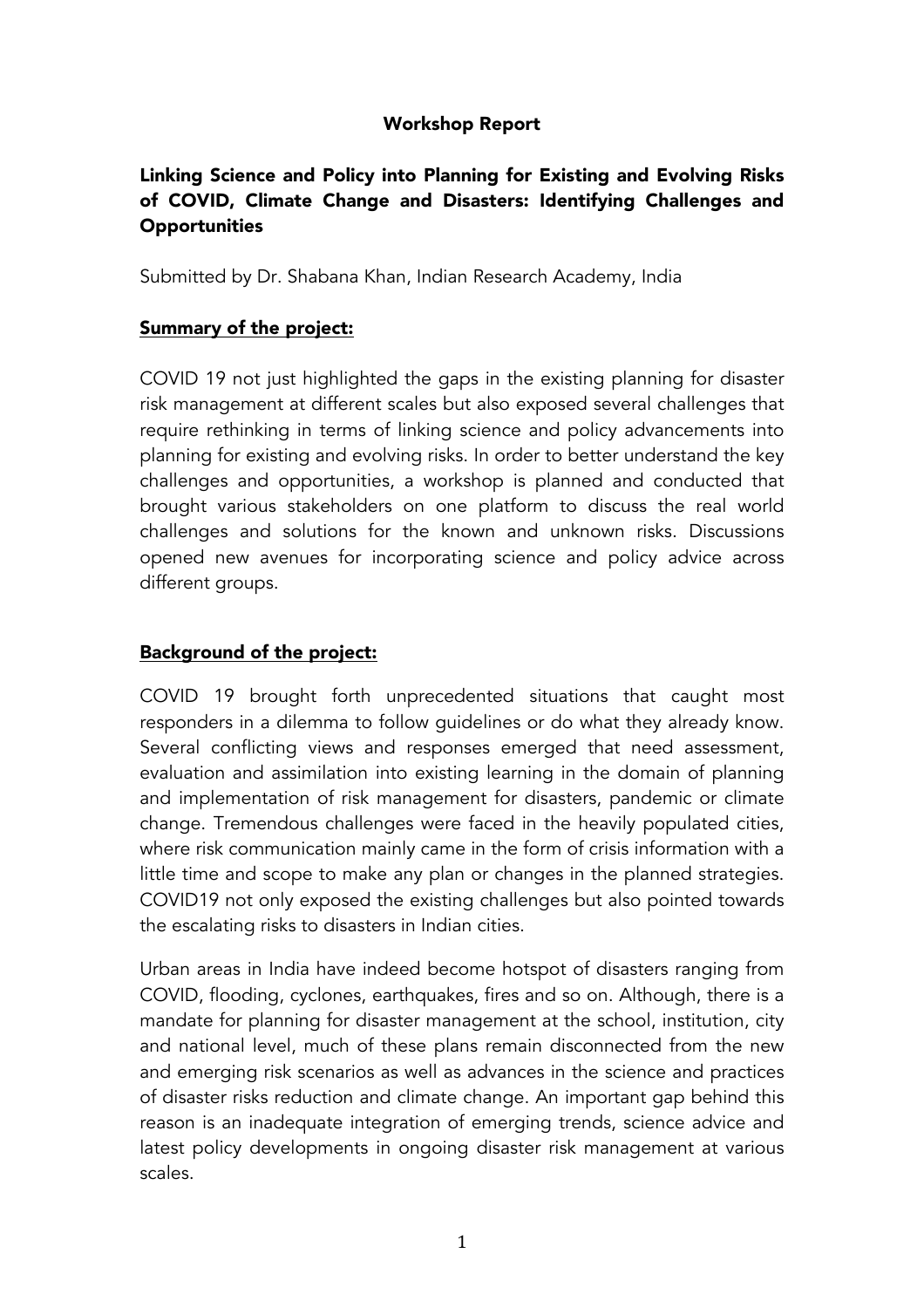# Workshop Report

## Linking Science and Policy into Planning for Existing and Evolving Risks of COVID, Climate Change and Disasters: Identifying Challenges and Opportunities

Submitted by Dr. Shabana Khan, Indian Research Academy, India

### Summary of the project:

COVID 19 not just highlighted the gaps in the existing planning for disaster risk management at different scales but also exposed several challenges that require rethinking in terms of linking science and policy advancements into planning for existing and evolving risks. In order to better understand the key challenges and opportunities, a workshop is planned and conducted that brought various stakeholders on one platform to discuss the real world challenges and solutions for the known and unknown risks. Discussions opened new avenues for incorporating science and policy advice across different groups.

### Background of the project:

COVID 19 brought forth unprecedented situations that caught most responders in a dilemma to follow guidelines or do what they already know. Several conflicting views and responses emerged that need assessment, evaluation and assimilation into existing learning in the domain of planning and implementation of risk management for disasters, pandemic or climate change. Tremendous challenges were faced in the heavily populated cities, where risk communication mainly came in the form of crisis information with a little time and scope to make any plan or changes in the planned strategies. COVID19 not only exposed the existing challenges but also pointed towards the escalating risks to disasters in Indian cities.

Urban areas in India have indeed become hotspot of disasters ranging from COVID, flooding, cyclones, earthquakes, fires and so on. Although, there is a mandate for planning for disaster management at the school, institution, city and national level, much of these plans remain disconnected from the new and emerging risk scenarios as well as advances in the science and practices of disaster risks reduction and climate change. An important gap behind this reason is an inadequate integration of emerging trends, science advice and latest policy developments in ongoing disaster risk management at various scales.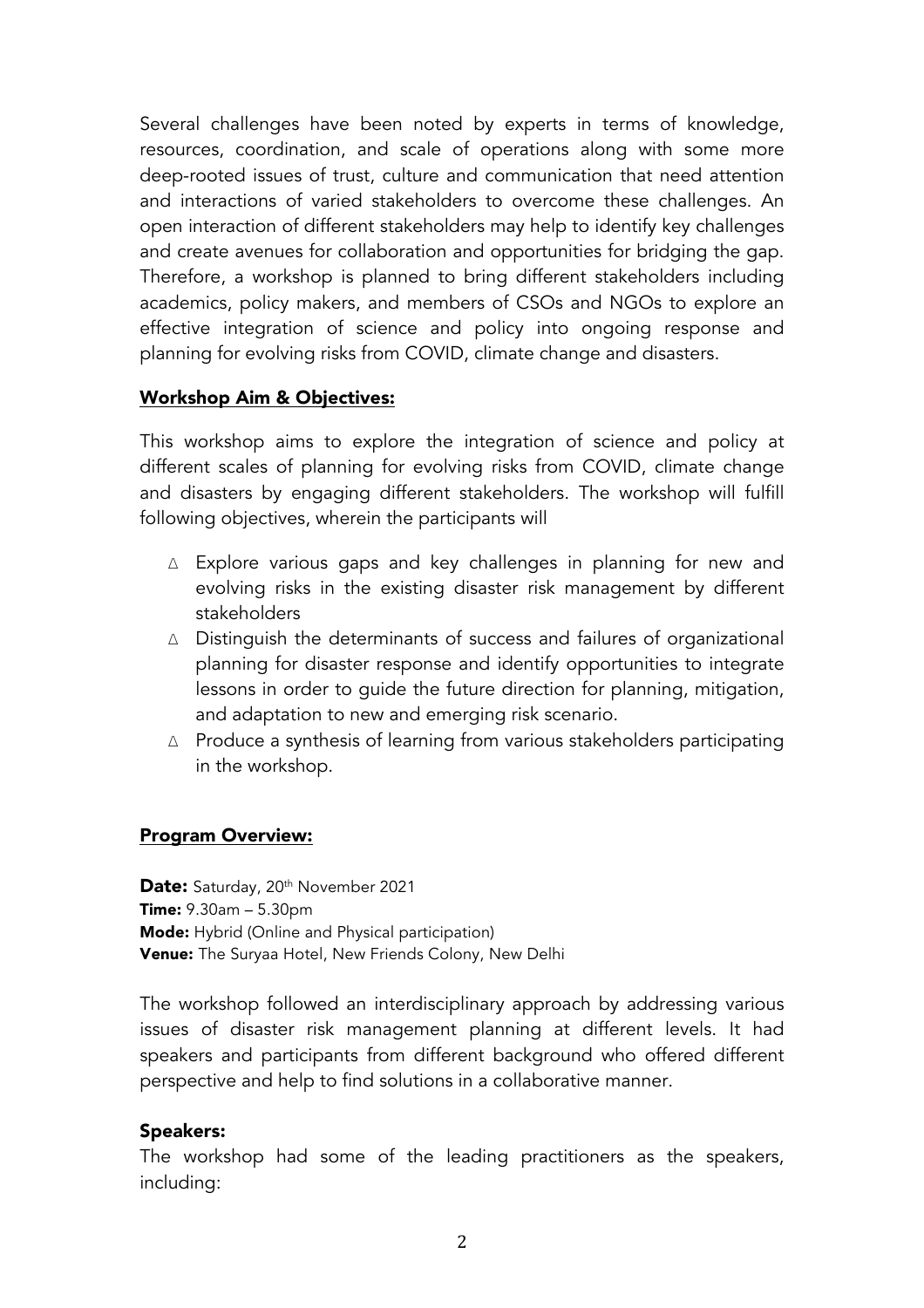Several challenges have been noted by experts in terms of knowledge, resources, coordination, and scale of operations along with some more deep-rooted issues of trust, culture and communication that need attention and interactions of varied stakeholders to overcome these challenges. An open interaction of different stakeholders may help to identify key challenges and create avenues for collaboration and opportunities for bridging the gap. Therefore, a workshop is planned to bring different stakeholders including academics, policy makers, and members of CSOs and NGOs to explore an effective integration of science and policy into ongoing response and planning for evolving risks from COVID, climate change and disasters.

## Workshop Aim & Objectives:

This workshop aims to explore the integration of science and policy at different scales of planning for evolving risks from COVID, climate change and disasters by engaging different stakeholders. The workshop will fulfill following objectives, wherein the participants will

- Explore various gaps and key challenges in planning for new and evolving risks in the existing disaster risk management by different stakeholders
- Distinguish the determinants of success and failures of organizational planning for disaster response and identify opportunities to integrate lessons in order to guide the future direction for planning, mitigation, and adaptation to new and emerging risk scenario.
- Produce a synthesis of learning from various stakeholders participating in the workshop.

## Program Overview:

**Date:** Saturday, 20th November 2021
**Time:** 9.30am – 5.30pm
**Mode:** Hybrid (Online and Physical participation)
**Venue:** The Suryaa Hotel, New Friends Colony, New Delhi

The workshop followed an interdisciplinary approach by addressing various issues of disaster risk management planning at different levels. It had speakers and participants from different background who offered different perspective and help to find solutions in a collaborative manner.

### Speakers:

The workshop had some of the leading practitioners as the speakers, including: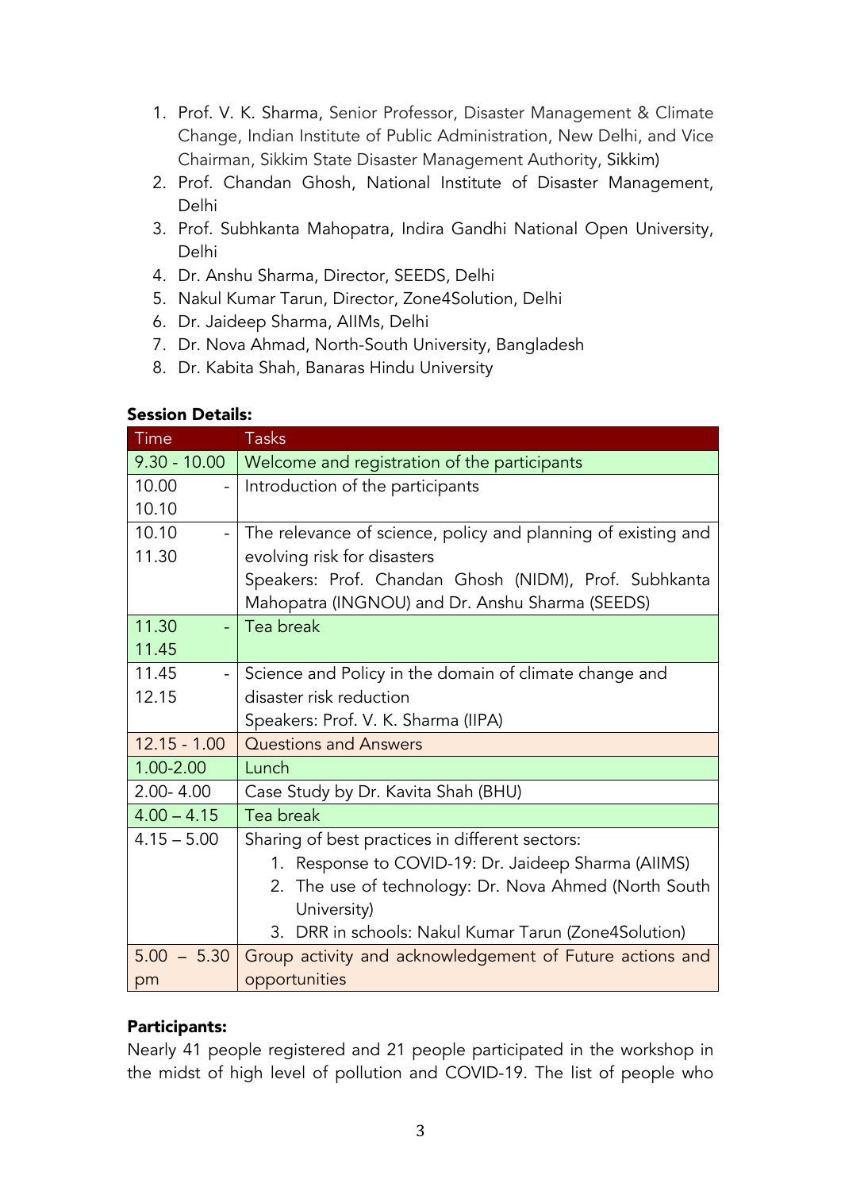1. Prof. V. K. Sharma, Senior Professor, Disaster Management & Climate Change, Indian Institute of Public Administration, New Delhi, and Vice Chairman, Sikkim State Disaster Management Authority, Sikkim)
2. Prof. Chandan Ghosh, National Institute of Disaster Management, Delhi
3. Prof. Subhkanta Mahopatra, Indira Gandhi National Open University, Delhi
4. Dr. Anshu Sharma, Director, SEEDS, Delhi
5. Nakul Kumar Tarun, Director, Zone4Solution, Delhi
6. Dr. Jaideep Sharma, AIIMs, Delhi
7. Dr. Nova Ahmad, North-South University, Bangladesh
8. Dr. Kabita Shah, Banaras Hindu University

**Session Details:**

| Time | Tasks |
|---|---|
| 9.30 - 10.00 | Welcome and registration of the participants |
| 10.00 - 10.10 | Introduction of the participants |
| 10.10 - 11.30 | The relevance of science, policy and planning of existing and evolving risk for disasters<br>Speakers: Prof. Chandan Ghosh (NIDM), Prof. Subhkanta Mahopatra (INGNOU) and Dr. Anshu Sharma (SEEDS) |
| 11.30 - 11.45 | Tea break |
| 11.45 - 12.15 | Science and Policy in the domain of climate change and disaster risk reduction<br>Speakers: Prof. V. K. Sharma (IIPA) |
| 12.15 - 1.00 | Questions and Answers |
| 1.00-2.00 | Lunch |
| 2.00- 4.00 | Case Study by Dr. Kavita Shah (BHU) |
| 4.00 – 4.15 | Tea break |
| 4.15 – 5.00 | Sharing of best practices in different sectors:<br>1. Response to COVID-19: Dr. Jaideep Sharma (AIIMS)<br>2. The use of technology: Dr. Nova Ahmed (North South University)<br>3. DRR in schools: Nakul Kumar Tarun (Zone4Solution) |
| 5.00 – 5.30 pm | Group activity and acknowledgement of Future actions and opportunities |

**Participants:**

Nearly 41 people registered and 21 people participated in the workshop in the midst of high level of pollution and COVID-19. The list of people who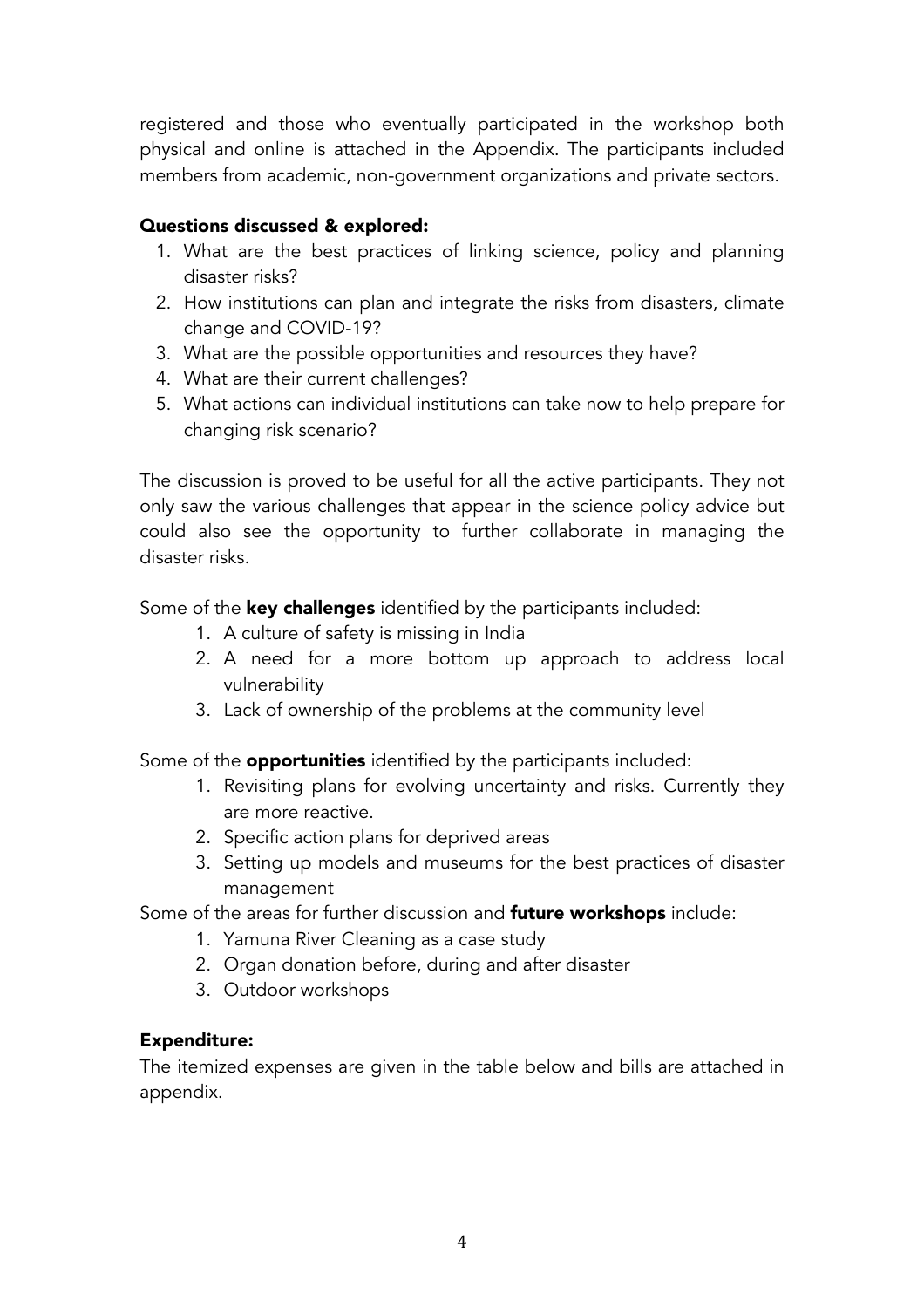registered and those who eventually participated in the workshop both physical and online is attached in the Appendix. The participants included members from academic, non-government organizations and private sectors.

**Questions discussed & explored:**

1. What are the best practices of linking science, policy and planning disaster risks?
2. How institutions can plan and integrate the risks from disasters, climate change and COVID-19?
3. What are the possible opportunities and resources they have?
4. What are their current challenges?
5. What actions can individual institutions can take now to help prepare for changing risk scenario?

The discussion is proved to be useful for all the active participants. They not only saw the various challenges that appear in the science policy advice but could also see the opportunity to further collaborate in managing the disaster risks.

Some of the **key challenges** identified by the participants included:

1. A culture of safety is missing in India
2. A need for a more bottom up approach to address local vulnerability
3. Lack of ownership of the problems at the community level

Some of the **opportunities** identified by the participants included:

1. Revisiting plans for evolving uncertainty and risks. Currently they are more reactive.
2. Specific action plans for deprived areas
3. Setting up models and museums for the best practices of disaster management

Some of the areas for further discussion and **future workshops** include:

1. Yamuna River Cleaning as a case study
2. Organ donation before, during and after disaster
3. Outdoor workshops

**Expenditure:**

The itemized expenses are given in the table below and bills are attached in appendix.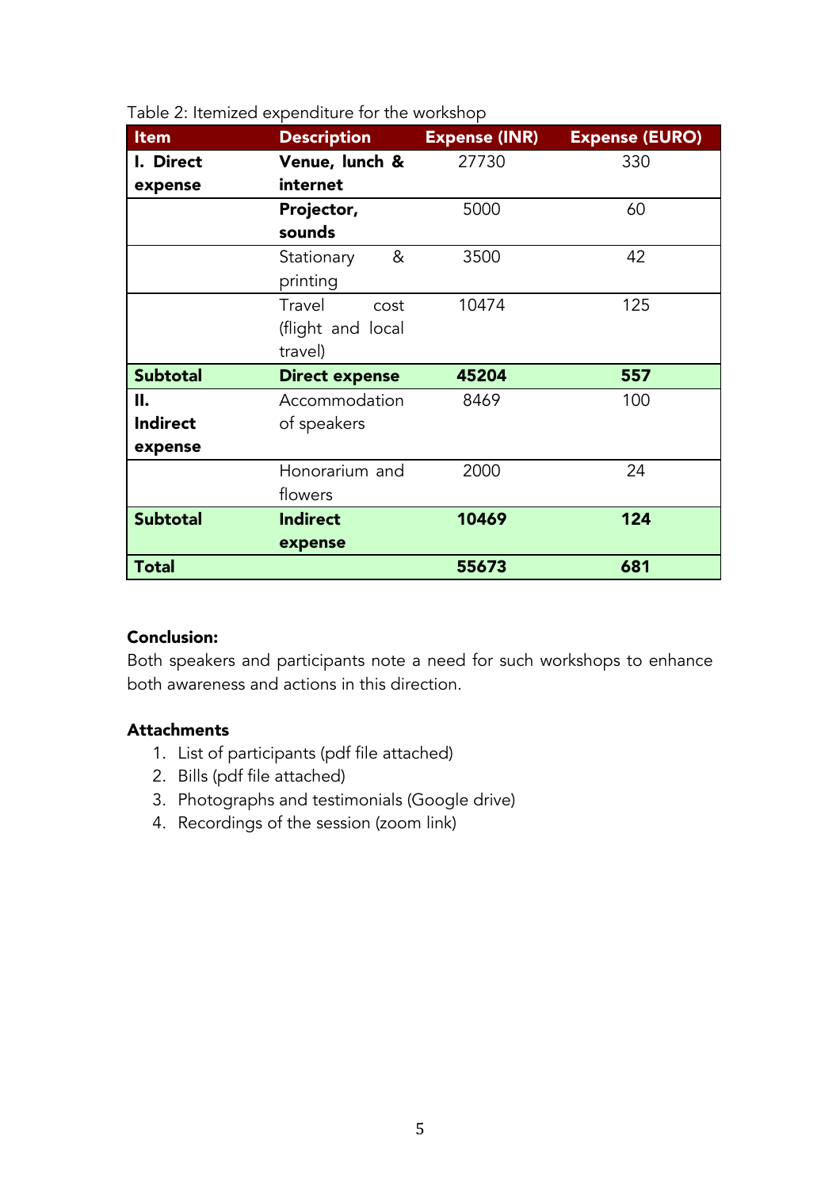Table 2: Itemized expenditure for the workshop

| Item | Description | Expense (INR) | Expense (EURO) |
|---|---|---|---|
| **I. Direct expense** | **Venue, lunch & internet** | 27730 | 330 |
| | **Projector, sounds** | 5000 | 60 |
| | Stationary & printing | 3500 | 42 |
| | Travel cost (flight and local travel) | 10474 | 125 |
| **Subtotal** | **Direct expense** | **45204** | **557** |
| **II. Indirect expense** | Accommodation of speakers | 8469 | 100 |
| | Honorarium and flowers | 2000 | 24 |
| **Subtotal** | **Indirect expense** | **10469** | **124** |
| **Total** | | **55673** | **681** |

**Conclusion:**

Both speakers and participants note a need for such workshops to enhance both awareness and actions in this direction.

**Attachments**

1. List of participants (pdf file attached)
2. Bills (pdf file attached)
3. Photographs and testimonials (Google drive)
4. Recordings of the session (zoom link)